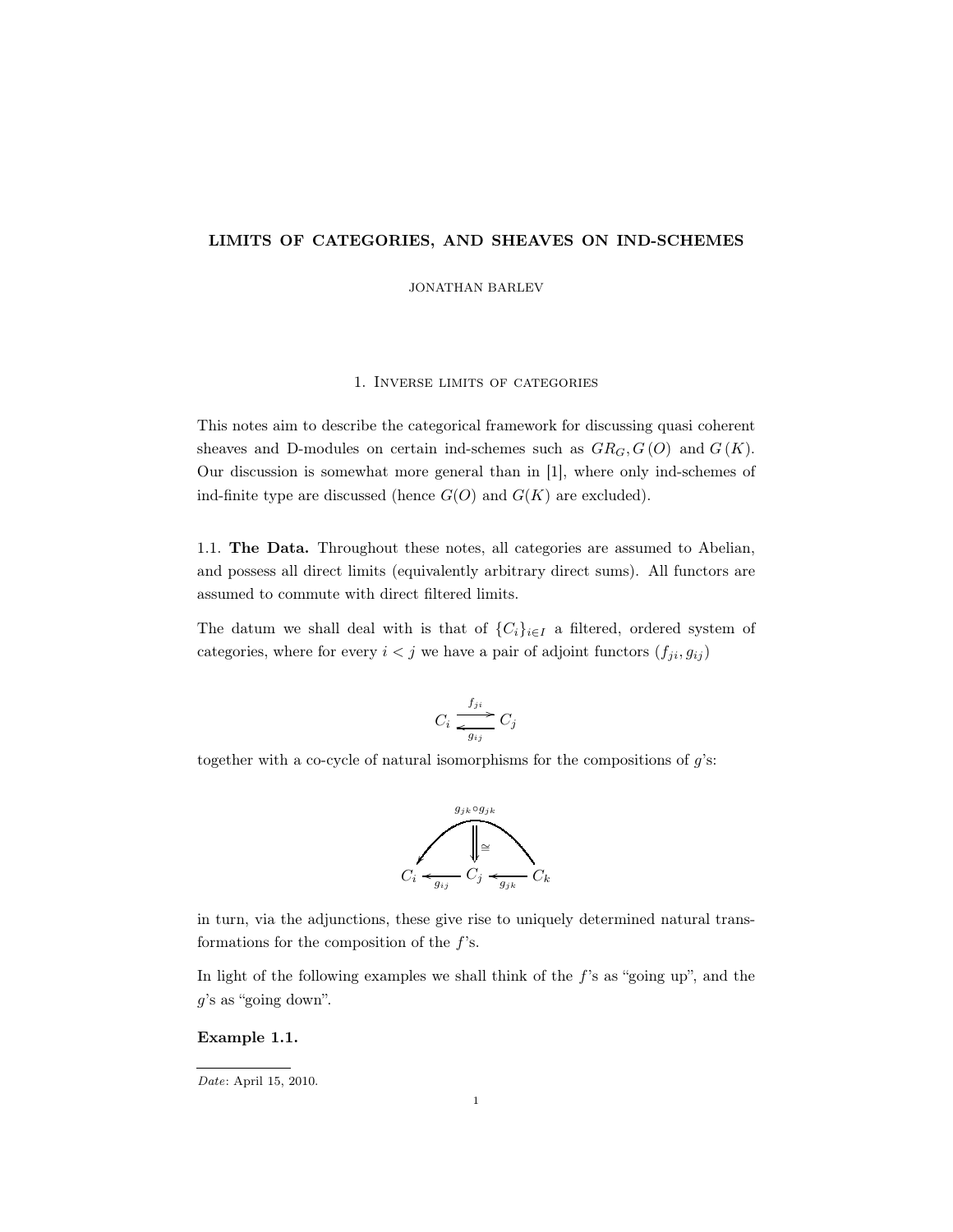# LIMITS OF CATEGORIES, AND SHEAVES ON IND-SCHEMES

JONATHAN BARLEV

## 1. Inverse limits of categories

This notes aim to describe the categorical framework for discussing quasi coherent sheaves and D-modules on certain ind-schemes such as $GR_G, G(O)$ and $G(K)$. Our discussion is somewhat more general than in [1], where only ind-schemes of ind-finite type are discussed (hence $G(O)$ and $G(K)$ are excluded).

1.1. **The Data.** Throughout these notes, all categories are assumed to Abelian, and possess all direct limits (equivalently arbitrary direct sums). All functors are assumed to commute with direct filtered limits.

The datum we shall deal with is that of $\{C_i\}_{i \in I}$ a filtered, ordered system of categories, where for every $i < j$ we have a pair of adjoint functors $(f_{ji}, g_{ij})$

$$C_i \underset{g_{ij}}{\overset{f_{ji}}{\rightleftarrows}} C_j$$

together with a co-cycle of natural isomorphisms for the compositions of $g$'s:

$$\begin{array}{c} g_{jk} \circ g_{jk} \\ \Downarrow \cong \\ C_i \xleftarrow{g_{ij}} C_j \xleftarrow{g_{jk}} C_k \end{array}$$

in turn, via the adjunctions, these give rise to uniquely determined natural transformations for the composition of the $f$'s.

In light of the following examples we shall think of the $f$'s as "going up", and the $g$'s as "going down".

**Example 1.1.**

*Date*: April 15, 2010.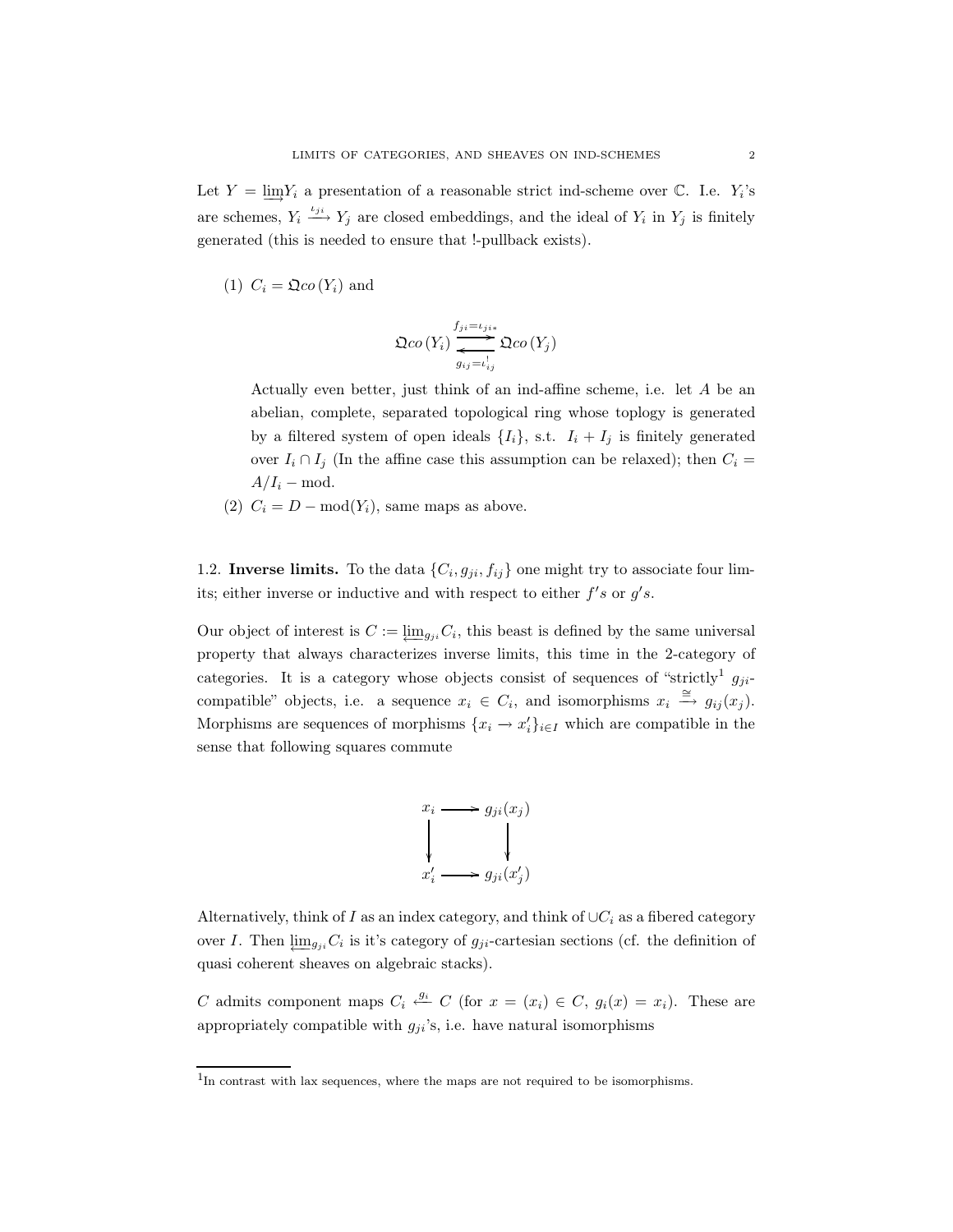Let $Y = \varinjlim Y_i$ a presentation of a reasonable strict ind-scheme over $\mathbb{C}$. I.e. $Y_i$'s are schemes, $Y_i \xrightarrow{\iota_{ji}} Y_j$ are closed embeddings, and the ideal of $Y_i$ in $Y_j$ is finitely generated (this is needed to ensure that !-pullback exists).

(1) $C_i = \mathfrak{Q}co\,(Y_i)$ and

$$\mathfrak{Q}co\,(Y_i) \underset{g_{ij}=\iota_{ij}^!}{\overset{f_{ji}=\iota_{ji*}}{\rightleftarrows}} \mathfrak{Q}co\,(Y_j)$$

Actually even better, just think of an ind-affine scheme, i.e. let $A$ be an abelian, complete, separated topological ring whose toplogy is generated by a filtered system of open ideals $\{I_i\}$, s.t. $I_i + I_j$ is finitely generated over $I_i \cap I_j$ (In the affine case this assumption can be relaxed); then $C_i = A/I_i - \text{mod}$.

(2) $C_i = D - \text{mod}(Y_i)$, same maps as above.

1.2. **Inverse limits.** To the data $\{C_i, g_{ji}, f_{ij}\}$ one might try to associate four limits; either inverse or inductive and with respect to either $f's$ or $g's$.

Our object of interest is $C := \varprojlim_{g_{ji}} C_i$, this beast is defined by the same universal property that always characterizes inverse limits, this time in the 2-category of categories. It is a category whose objects consist of sequences of "strictly[1] $g_{ji}$-compatible" objects, i.e. a sequence $x_i \in C_i$, and isomorphisms $x_i \xrightarrow{\cong} g_{ij}(x_j)$. Morphisms are sequences of morphisms $\{x_i \to x_i'\}_{i \in I}$ which are compatible in the sense that following squares commute

$$\begin{array}{ccc} x_i & \longrightarrow & g_{ji}(x_j) \\ \downarrow & & \downarrow \\ x_i' & \longrightarrow & g_{ji}(x_j') \end{array}$$

Alternatively, think of $I$ as an index category, and think of $\cup C_i$ as a fibered category over $I$. Then $\varprojlim_{g_{ji}} C_i$ is it's category of $g_{ji}$-cartesian sections (cf. the definition of quasi coherent sheaves on algebraic stacks).

$C$ admits component maps $C_i \xleftarrow{g_i} C$ (for $x = (x_i) \in C$, $g_i(x) = x_i$). These are appropriately compatible with $g_{ji}$'s, i.e. have natural isomorphisms

[1] In contrast with lax sequences, where the maps are not required to be isomorphisms.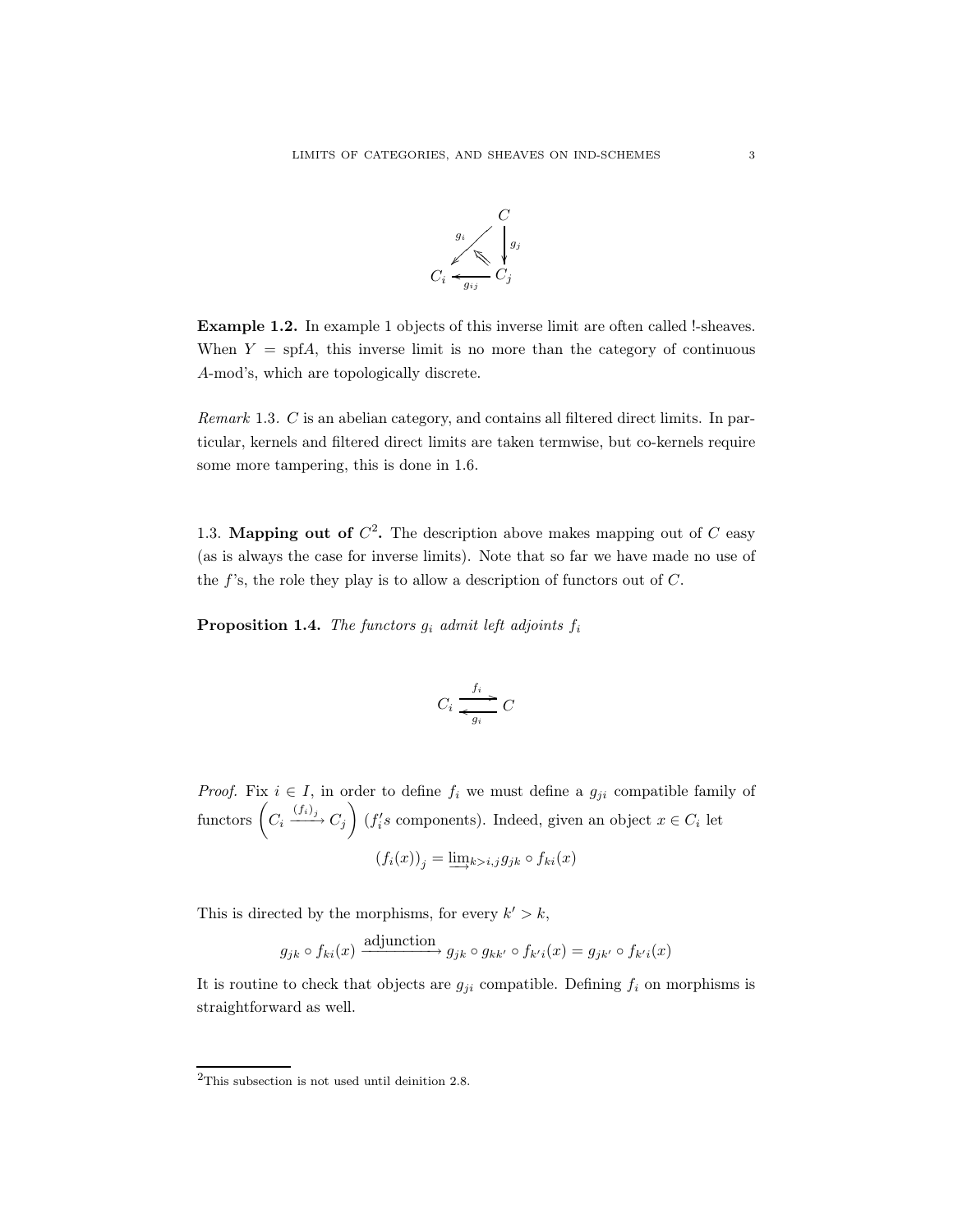$$\begin{array}{ccc} & & C \\ & \swarrow^{g_i} & \downarrow g_j \\ C_i & \xleftarrow[g_{ij}]{} & C_j \end{array}$$

**Example 1.2.** In example 1 objects of this inverse limit are often called !-sheaves. When $Y = \text{spf}A$, this inverse limit is no more than the category of continuous $A$-mod's, which are topologically discrete.

*Remark* 1.3. $C$ is an abelian category, and contains all filtered direct limits. In particular, kernels and filtered direct limits are taken termwise, but co-kernels require some more tampering, this is done in 1.6.

## 1.3. Mapping out of $C$[2].

The description above makes mapping out of $C$ easy (as is always the case for inverse limits). Note that so far we have made no use of the $f$'s, the role they play is to allow a description of functors out of $C$.

**Proposition 1.4.** *The functors $g_i$ admit left adjoints $f_i$*

$$C_i \underset{g_i}{\overset{f_i}{\rightleftarrows}} C$$

*Proof.* Fix $i \in I$, in order to define $f_i$ we must define a $g_{ji}$ compatible family of functors $\left( C_i \xrightarrow{(f_i)_j} C_j \right)$ ($f_i'$s components). Indeed, given an object $x \in C_i$ let

$$(f_i(x))_j = \varinjlim_{k>i,j} g_{jk} \circ f_{ki}(x)$$

This is directed by the morphisms, for every $k' > k$,

$$g_{jk} \circ f_{ki}(x) \xrightarrow{\text{adjunction}} g_{jk} \circ g_{kk'} \circ f_{k'i}(x) = g_{jk'} \circ f_{k'i}(x)$$

It is routine to check that objects are $g_{ji}$ compatible. Defining $f_i$ on morphisms is straightforward as well.

---

[2] This subsection is not used until deinition 2.8.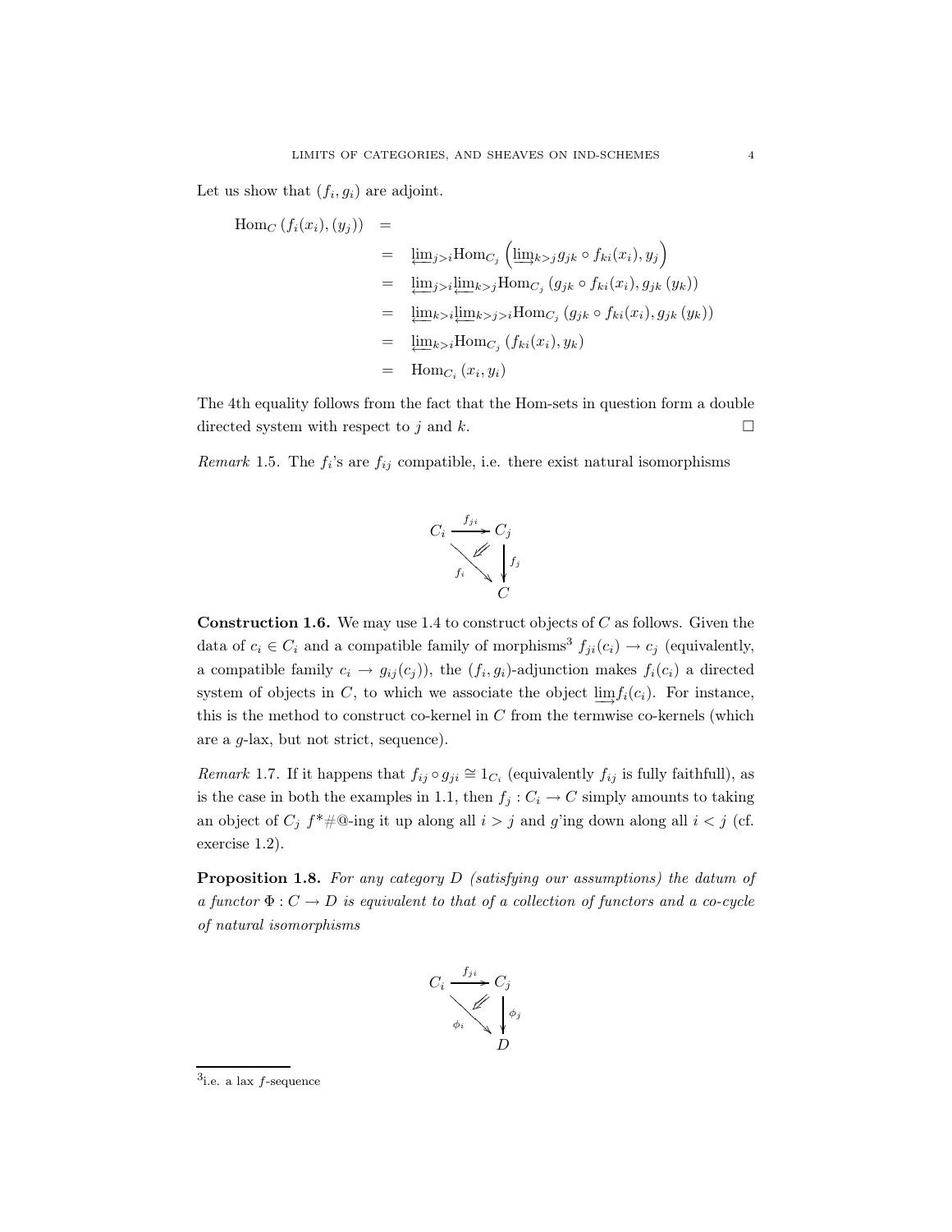Let us show that $(f_i, g_i)$ are adjoint.

$$
\begin{aligned}
\mathrm{Hom}_C\left(f_i(x_i), (y_j)\right) &= \\
&= \varprojlim_{j>i} \mathrm{Hom}_{C_j}\left(\varinjlim_{k>j} g_{jk} \circ f_{ki}(x_i), y_j\right) \\
&= \varprojlim_{j>i} \varprojlim_{k>j} \mathrm{Hom}_{C_j}\left(g_{jk} \circ f_{ki}(x_i), g_{jk}\left(y_k\right)\right) \\
&= \varprojlim_{k>i} \varprojlim_{k>j>i} \mathrm{Hom}_{C_j}\left(g_{jk} \circ f_{ki}(x_i), g_{jk}\left(y_k\right)\right) \\
&= \varprojlim_{k>i} \mathrm{Hom}_{C_j}\left(f_{ki}(x_i), y_k\right) \\
&= \mathrm{Hom}_{C_i}\left(x_i, y_i\right)
\end{aligned}
$$

The 4th equality follows from the fact that the Hom-sets in question form a double directed system with respect to $j$ and $k$. □

*Remark* 1.5. The $f_i$'s are $f_{ij}$ compatible, i.e. there exist natural isomorphisms

$$
\begin{array}{ccc}
C_i & \xrightarrow{f_{ji}} & C_j \\
& \searrow^{f_i} \;\Leftarrow & \downarrow f_j \\
& & C
\end{array}
$$

**Construction 1.6.** We may use 1.4 to construct objects of $C$ as follows. Given the data of $c_i \in C_i$ and a compatible family of morphisms[3] $f_{ji}(c_i) \to c_j$ (equivalently, a compatible family $c_i \to g_{ij}(c_j)$), the $(f_i, g_i)$-adjunction makes $f_i(c_i)$ a directed system of objects in $C$, to which we associate the object $\varinjlim f_i(c_i)$. For instance, this is the method to construct co-kernel in $C$ from the termwise co-kernels (which are a $g$-lax, but not strict, sequence).

*Remark* 1.7. If it happens that $f_{ij} \circ g_{ji} \cong 1_{C_i}$ (equivalently $f_{ij}$ is fully faithfull), as is the case in both the examples in 1.1, then $f_j : C_i \to C$ simply amounts to taking an object of $C_j$ $f$*#@-ing it up along all $i > j$ and $g$'ing down along all $i < j$ (cf. exercise 1.2).

**Proposition 1.8.** *For any category $D$ (satisfying our assumptions) the datum of a functor $\Phi : C \to D$ is equivalent to that of a collection of functors and a co-cycle of natural isomorphisms*

$$
\begin{array}{ccc}
C_i & \xrightarrow{f_{ji}} & C_j \\
& \searrow^{\phi_i} \;\Leftarrow & \downarrow \phi_j \\
& & D
\end{array}
$$

[3] i.e. a lax $f$-sequence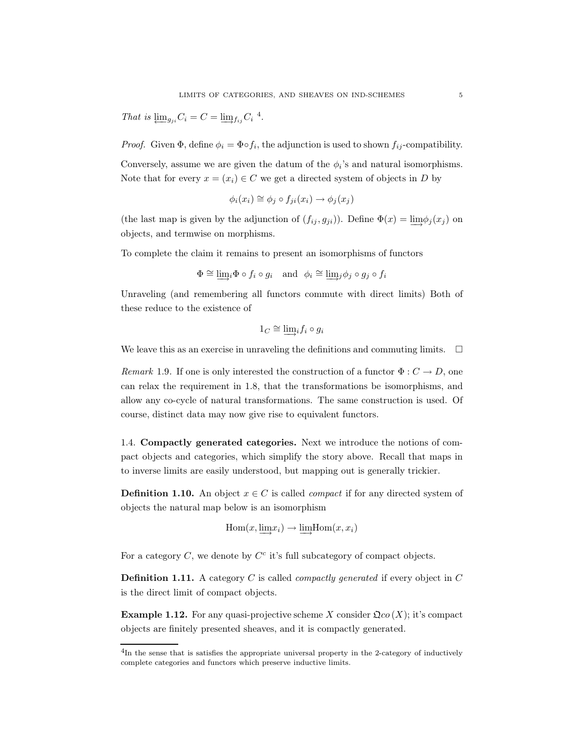*That is* $\varprojlim_{g_{ji}} C_i = C = \varinjlim_{f_{ij}} C_i$ [4].

*Proof.* Given $\Phi$, define $\phi_i = \Phi \circ f_i$, the adjunction is used to shown $f_{ij}$-compatibility.

Conversely, assume we are given the datum of the $\phi_i$'s and natural isomorphisms. Note that for every $x = (x_i) \in C$ we get a directed system of objects in $D$ by

$$\phi_i(x_i) \cong \phi_j \circ f_{ji}(x_i) \to \phi_j(x_j)$$

(the last map is given by the adjunction of $(f_{ij}, g_{ji})$). Define $\Phi(x) = \varinjlim \phi_j(x_j)$ on objects, and termwise on morphisms.

To complete the claim it remains to present an isomorphisms of functors

$$\Phi \cong \varinjlim_i \Phi \circ f_i \circ g_i \quad \text{and} \quad \phi_i \cong \varinjlim_j \phi_j \circ g_j \circ f_i$$

Unraveling (and remembering all functors commute with direct limits) Both of these reduce to the existence of

$$1_C \cong \varinjlim_i f_i \circ g_i$$

We leave this as an exercise in unraveling the definitions and commuting limits. □

*Remark* 1.9. If one is only interested the construction of a functor $\Phi : C \to D$, one can relax the requirement in 1.8, that the transformations be isomorphisms, and allow any co-cycle of natural transformations. The same construction is used. Of course, distinct data may now give rise to equivalent functors.

## 1.4. Compactly generated categories.

Next we introduce the notions of compact objects and categories, which simplify the story above. Recall that maps in to inverse limits are easily understood, but mapping out is generally trickier.

**Definition 1.10.** An object $x \in C$ is called *compact* if for any directed system of objects the natural map below is an isomorphism

$$\mathrm{Hom}(x, \varinjlim x_i) \to \varinjlim \mathrm{Hom}(x, x_i)$$

For a category $C$, we denote by $C^c$ it's full subcategory of compact objects.

**Definition 1.11.** A category $C$ is called *compactly generated* if every object in $C$ is the direct limit of compact objects.

**Example 1.12.** For any quasi-projective scheme $X$ consider $\mathfrak{Qco}(X)$; it's compact objects are finitely presented sheaves, and it is compactly generated.

[4] In the sense that is satisfies the appropriate universal property in the 2-category of inductively complete categories and functors which preserve inductive limits.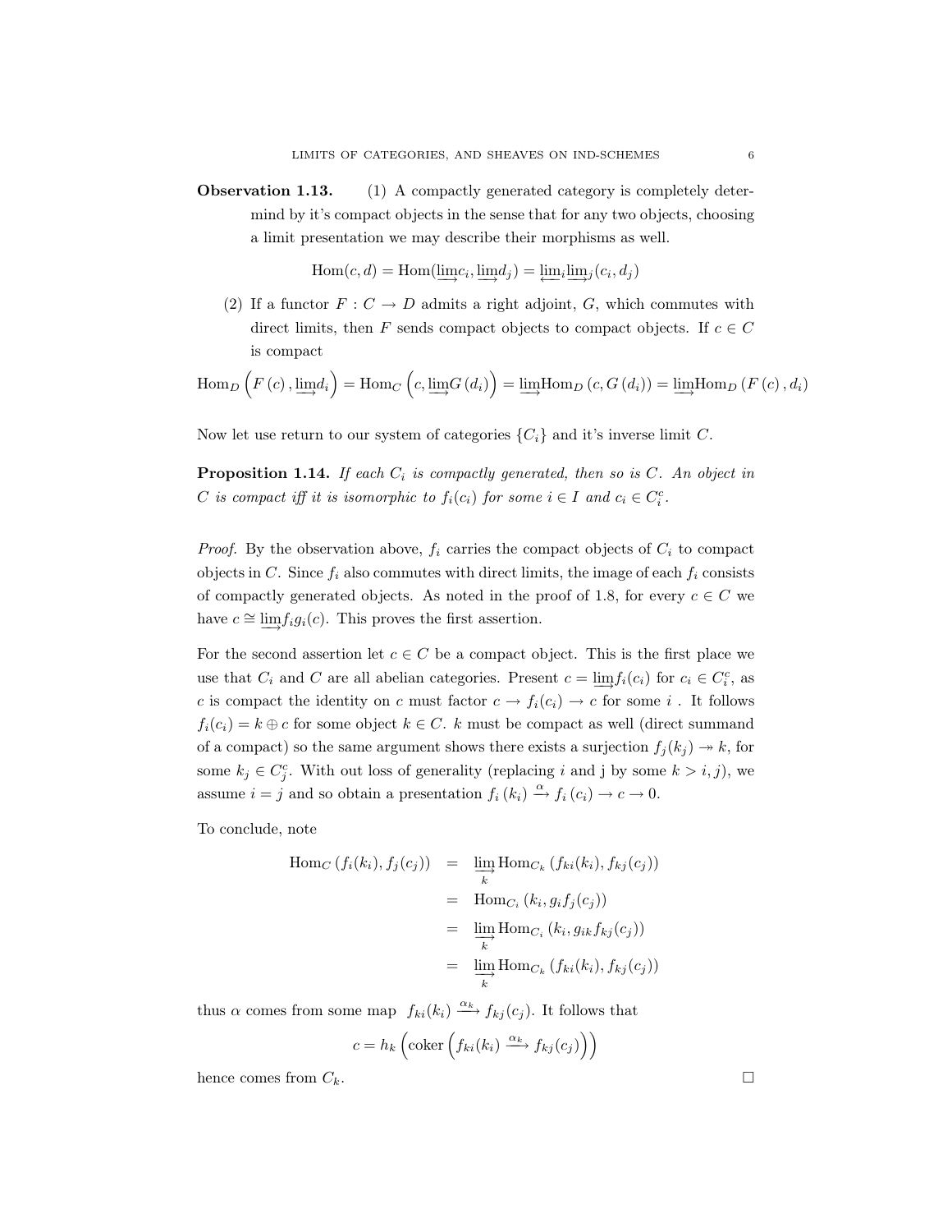**Observation 1.13.** (1) A compactly generated category is completely determind by it's compact objects in the sense that for any two objects, choosing a limit presentation we may describe their morphisms as well.

$$\operatorname{Hom}(c,d) = \operatorname{Hom}(\varinjlim c_i, \varinjlim d_j) = \varprojlim_i \varinjlim_j (c_i, d_j)$$

(2) If a functor $F : C \to D$ admits a right adjoint, $G$, which commutes with direct limits, then $F$ sends compact objects to compact objects. If $c \in C$ is compact

$$\operatorname{Hom}_D\left(F(c), \varinjlim d_i\right) = \operatorname{Hom}_C\left(c, \varinjlim G(d_i)\right) = \varinjlim \operatorname{Hom}_D(c, G(d_i)) = \varinjlim \operatorname{Hom}_D(F(c), d_i)$$

Now let use return to our system of categories $\{C_i\}$ and it's inverse limit $C$.

**Proposition 1.14.** *If each $C_i$ is compactly generated, then so is $C$. An object in $C$ is compact iff it is isomorphic to $f_i(c_i)$ for some $i \in I$ and $c_i \in C_i^c$.*

*Proof.* By the observation above, $f_i$ carries the compact objects of $C_i$ to compact objects in $C$. Since $f_i$ also commutes with direct limits, the image of each $f_i$ consists of compactly generated objects. As noted in the proof of 1.8, for every $c \in C$ we have $c \cong \varinjlim f_i g_i(c)$. This proves the first assertion.

For the second assertion let $c \in C$ be a compact object. This is the first place we use that $C_i$ and $C$ are all abelian categories. Present $c = \varinjlim f_i(c_i)$ for $c_i \in C_i^c$, as $c$ is compact the identity on $c$ must factor $c \to f_i(c_i) \to c$ for some $i$. It follows $f_i(c_i) = k \oplus c$ for some object $k \in C$. $k$ must be compact as well (direct summand of a compact) so the same argument shows there exists a surjection $f_j(k_j) \twoheadrightarrow k$, for some $k_j \in C_j^c$. With out loss of generality (replacing $i$ and j by some $k > i, j$), we assume $i = j$ and so obtain a presentation $f_i(k_i) \xrightarrow{\alpha} f_i(c_i) \to c \to 0$.

To conclude, note

$$\begin{aligned}
\operatorname{Hom}_C(f_i(k_i), f_j(c_j)) &= \varinjlim_k \operatorname{Hom}_{C_k}(f_{ki}(k_i), f_{kj}(c_j)) \\
&= \operatorname{Hom}_{C_i}(k_i, g_i f_j(c_j)) \\
&= \varinjlim_k \operatorname{Hom}_{C_i}(k_i, g_{ik} f_{kj}(c_j)) \\
&= \varinjlim_k \operatorname{Hom}_{C_k}(f_{ki}(k_i), f_{kj}(c_j))
\end{aligned}$$

thus $\alpha$ comes from some map $f_{ki}(k_i) \xrightarrow{\alpha_k} f_{kj}(c_j)$. It follows that

$$c = h_k\left(\operatorname{coker}\left(f_{ki}(k_i) \xrightarrow{\alpha_k} f_{kj}(c_j)\right)\right)$$

hence comes from $C_k$. □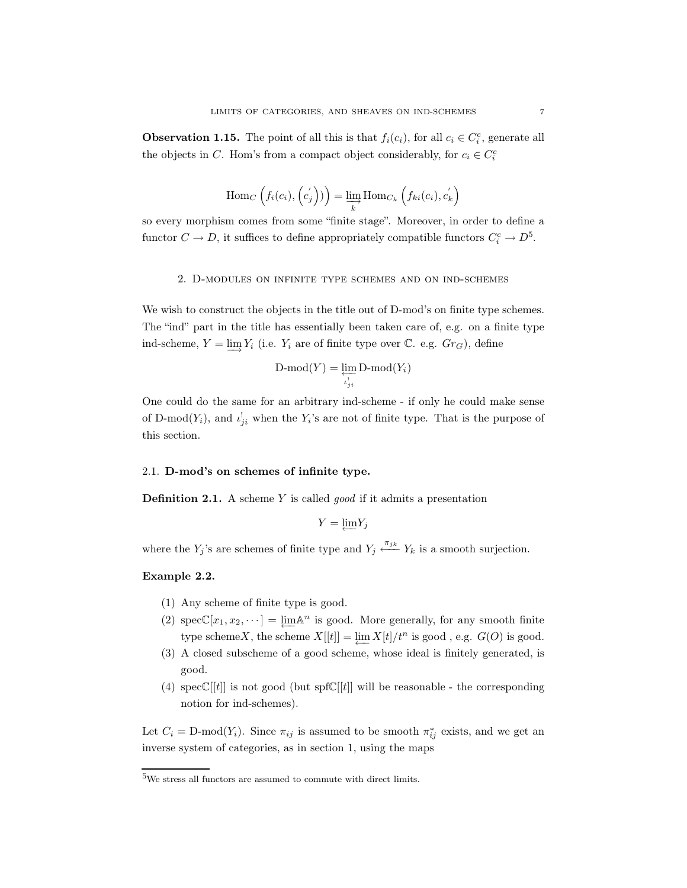**Observation 1.15.** The point of all this is that $f_i(c_i)$, for all $c_i \in C_i^c$, generate all the objects in $C$. Hom's from a compact object considerably, for $c_i \in C_i^c$

$$\mathrm{Hom}_C\left(f_i(c_i), \left(c_j^{'}\right)\right) = \varinjlim_k \mathrm{Hom}_{C_k}\left(f_{ki}(c_i), c_k^{'}\right)$$

so every morphism comes from some "finite stage". Moreover, in order to define a functor $C \to D$, it suffices to define appropriately compatible functors $C_i^c \to D$[5].

## 2. D-modules on infinite type schemes and on ind-schemes

We wish to construct the objects in the title out of D-mod's on finite type schemes. The "ind" part in the title has essentially been taken care of, e.g. on a finite type ind-scheme, $Y = \varinjlim Y_i$ (i.e. $Y_i$ are of finite type over $\mathbb{C}$. e.g. $Gr_G$), define

$$\text{D-mod}(Y) = \varprojlim_{\iota_{ji}^!} \text{D-mod}(Y_i)$$

One could do the same for an arbitrary ind-scheme - if only he could make sense of D-mod$(Y_i)$, and $\iota_{ji}^!$ when the $Y_i$'s are not of finite type. That is the purpose of this section.

### 2.1. D-mod's on schemes of infinite type.

**Definition 2.1.** A scheme $Y$ is called *good* if it admits a presentation

$$Y = \varprojlim Y_j$$

where the $Y_j$'s are schemes of finite type and $Y_j \xleftarrow{\pi_{jk}} Y_k$ is a smooth surjection.

**Example 2.2.**

1. Any scheme of finite type is good.
2. spec$\mathbb{C}[x_1, x_2, \cdots] = \varprojlim \mathbb{A}^n$ is good. More generally, for any smooth finite type scheme$X$, the scheme $X[[t]] = \varprojlim X[t]/t^n$ is good , e.g. $G(O)$ is good.
3. A closed subscheme of a good scheme, whose ideal is finitely generated, is good.
4. spec$\mathbb{C}[[t]]$ is not good (but spf$\mathbb{C}[[t]]$ will be reasonable - the corresponding notion for ind-schemes).

Let $C_i = $ D-mod$(Y_i)$. Since $\pi_{ij}$ is assumed to be smooth $\pi_{ij}^*$ exists, and we get an inverse system of categories, as in section 1, using the maps

[5]We stress all functors are assumed to commute with direct limits.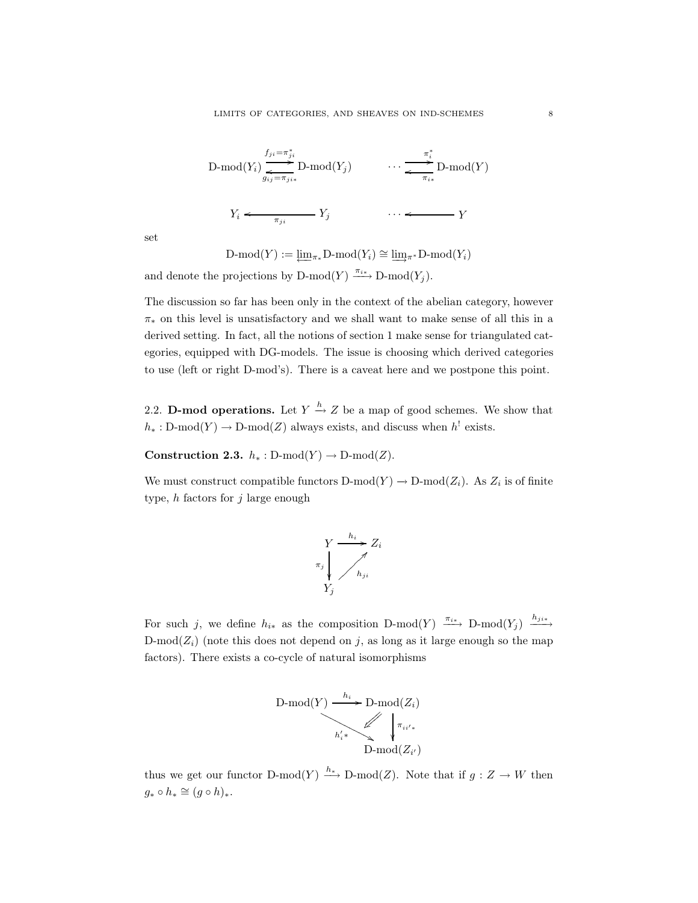$$\text{D-mod}(Y_i) \underset{g_{ij}=\pi_{ji*}}{\overset{f_{ji}=\pi_{ji}^*}{\rightleftarrows}} \text{D-mod}(Y_j) \qquad \cdots \underset{\pi_{i*}}{\overset{\pi_i^*}{\rightleftarrows}} \text{D-mod}(Y)$$

$$Y_i \xleftarrow{\pi_{ji}} Y_j \qquad \cdots \longleftarrow Y$$

set

$$\text{D-mod}(Y) := \varprojlim_{\pi_*} \text{D-mod}(Y_i) \cong \varinjlim_{\pi^*} \text{D-mod}(Y_i)$$

and denote the projections by $\text{D-mod}(Y) \xrightarrow{\pi_{i*}} \text{D-mod}(Y_j)$.

The discussion so far has been only in the context of the abelian category, however $\pi_*$ on this level is unsatisfactory and we shall want to make sense of all this in a derived setting. In fact, all the notions of section 1 make sense for triangulated categories, equipped with DG-models. The issue is choosing which derived categories to use (left or right D-mod's). There is a caveat here and we postpone this point.

2.2. **D-mod operations.** Let $Y \xrightarrow{h} Z$ be a map of good schemes. We show that $h_* : \text{D-mod}(Y) \to \text{D-mod}(Z)$ always exists, and discuss when $h^!$ exists.

**Construction 2.3.** $h_* : \text{D-mod}(Y) \to \text{D-mod}(Z)$.

We must construct compatible functors $\text{D-mod}(Y) \to \text{D-mod}(Z_i)$. As $Z_i$ is of finite type, $h$ factors for $j$ large enough

$$\begin{array}{ccc} Y & \xrightarrow{h_i} & Z_i \\ {\scriptstyle \pi_j}\downarrow & \nearrow_{h_{ji}} & \\ Y_j & & \end{array}$$

For such $j$, we define $h_{i*}$ as the composition $\text{D-mod}(Y) \xrightarrow{\pi_{i*}} \text{D-mod}(Y_j) \xrightarrow{h_{ji*}} \text{D-mod}(Z_i)$ (note this does not depend on $j$, as long as it large enough so the map factors). There exists a co-cycle of natural isomorphisms

$$\begin{array}{ccc} \text{D-mod}(Y) & \xrightarrow{h_i} & \text{D-mod}(Z_i) \\ & \searrow^{h'_{i}*} \; \Leftarrow & \downarrow{\scriptstyle \pi_{ii'*}} \\ & & \text{D-mod}(Z_{i'}) \end{array}$$

thus we get our functor $\text{D-mod}(Y) \xrightarrow{h_*} \text{D-mod}(Z)$. Note that if $g : Z \to W$ then $g_* \circ h_* \cong (g \circ h)_*$.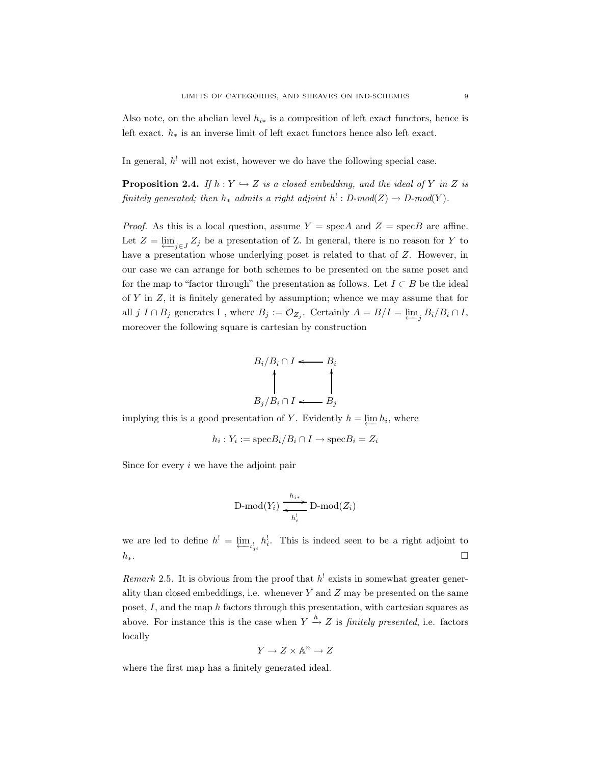Also note, on the abelian level $h_{i*}$ is a composition of left exact functors, hence is left exact. $h_*$ is an inverse limit of left exact functors hence also left exact.

In general, $h^!$ will not exist, however we do have the following special case.

**Proposition 2.4.** *If $h : Y \hookrightarrow Z$ is a closed embedding, and the ideal of $Y$ in $Z$ is finitely generated; then $h_*$ admits a right adjoint $h^! : D\text{-}mod(Z) \to D\text{-}mod(Y)$.*

*Proof.* As this is a local question, assume $Y = \text{spec} A$ and $Z = \text{spec} B$ are affine. Let $Z = \varprojlim_{j \in J} Z_j$ be a presentation of Z. In general, there is no reason for $Y$ to have a presentation whose underlying poset is related to that of $Z$. However, in our case we can arrange for both schemes to be presented on the same poset and for the map to "factor through" the presentation as follows. Let $I \subset B$ be the ideal of $Y$ in $Z$, it is finitely generated by assumption; whence we may assume that for all $j$ $I \cap B_j$ generates I , where $B_j := \mathcal{O}_{Z_j}$. Certainly $A = B/I = \varprojlim_j B_i/B_i \cap I$, moreover the following square is cartesian by construction

$$
\begin{array}{ccc}
B_i/B_i \cap I & \longleftarrow & B_i \\
\uparrow & & \uparrow \\
B_j/B_i \cap I & \longleftarrow & B_j
\end{array}
$$

implying this is a good presentation of $Y$. Evidently $h = \varprojlim h_i$, where

$$h_i : Y_i := \text{spec} B_i/B_i \cap I \to \text{spec} B_i = Z_i$$

Since for every $i$ we have the adjoint pair

$$\text{D-mod}(Y_i) \underset{h_i^!}{\overset{h_{i*}}{\rightleftarrows}} \text{D-mod}(Z_i)$$

we are led to define $h^! = \varprojlim_{\iota_{ji}^!} h_i^!$. This is indeed seen to be a right adjoint to $h_*$. $\square$

*Remark* 2.5. It is obvious from the proof that $h^!$ exists in somewhat greater generality than closed embeddings, i.e. whenever $Y$ and $Z$ may be presented on the same poset, $I$, and the map $h$ factors through this presentation, with cartesian squares as above. For instance this is the case when $Y \xrightarrow{h} Z$ is *finitely presented*, i.e. factors locally

$$Y \to Z \times \mathbb{A}^n \to Z$$

where the first map has a finitely generated ideal.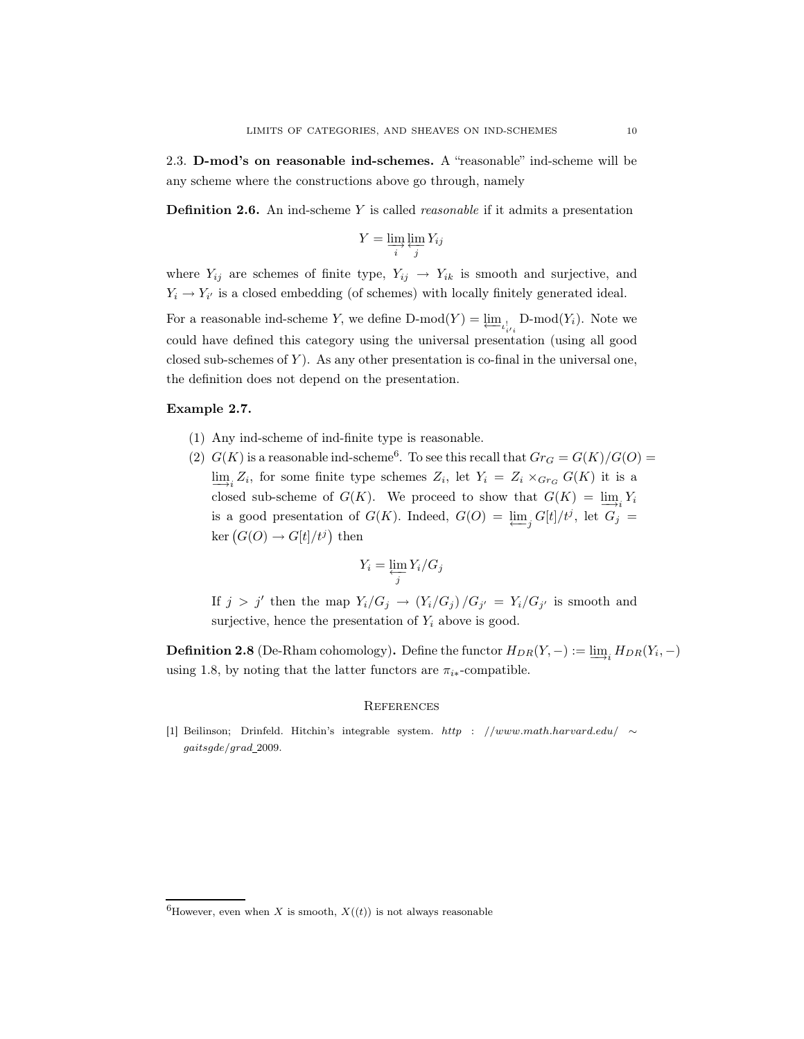2.3. **D-mod's on reasonable ind-schemes.** A "reasonable" ind-scheme will be any scheme where the constructions above go through, namely

**Definition 2.6.** An ind-scheme $Y$ is called *reasonable* if it admits a presentation

$$Y = \varinjlim_{i} \varprojlim_{j} Y_{ij}$$

where $Y_{ij}$ are schemes of finite type, $Y_{ij} \to Y_{ik}$ is smooth and surjective, and $Y_i \to Y_{i'}$ is a closed embedding (of schemes) with locally finitely generated ideal.

For a reasonable ind-scheme $Y$, we define $\text{D-mod}(Y) = \varprojlim_{\iota^!_{i'i}} \text{D-mod}(Y_i)$. Note we could have defined this category using the universal presentation (using all good closed sub-schemes of $Y$). As any other presentation is co-final in the universal one, the definition does not depend on the presentation.

**Example 2.7.**

1. Any ind-scheme of ind-finite type is reasonable.
2. $G(K)$ is a reasonable ind-scheme[6]. To see this recall that $Gr_G = G(K)/G(O) = \varinjlim_i Z_i$, for some finite type schemes $Z_i$, let $Y_i = Z_i \times_{Gr_G} G(K)$ it is a closed sub-scheme of $G(K)$. We proceed to show that $G(K) = \varinjlim_i Y_i$ is a good presentation of $G(K)$. Indeed, $G(O) = \varprojlim_j G[t]/t^j$, let $G_j = \ker\left(G(O) \to G[t]/t^j\right)$ then

$$Y_i = \varprojlim_{j} Y_i/G_j$$

If $j > j'$ then the map $Y_i/G_j \to \left(Y_i/G_j\right)/G_{j'} = Y_i/G_{j'}$ is smooth and surjective, hence the presentation of $Y_i$ above is good.

**Definition 2.8** (De-Rham cohomology)**.** Define the functor $H_{DR}(Y,-) := \varinjlim_i H_{DR}(Y_i,-)$ using 1.8, by noting that the latter functors are $\pi_{i*}$-compatible.

## References

[1] Beilinson; Drinfeld. Hitchin's integrable system. *http : //www.math.harvard.edu/ ~ gaitsgde/grad_2009*.

---

[6]However, even when $X$ is smooth, $X((t))$ is not always reasonable